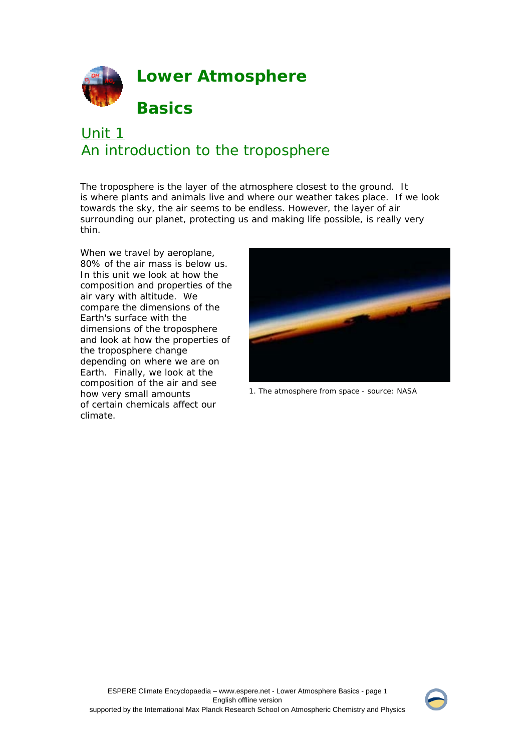# Lower Atmosphere Basics

## Unit 1
## An introduction to the troposphere

The troposphere is the layer of the atmosphere closest to the ground. It is where plants and animals live and where our weather takes place. If we look towards the sky, the air seems to be endless. However, the layer of air surrounding our planet, protecting us and making life possible, is really very thin.

When we travel by aeroplane, 80% of the air mass is below us. In this unit we look at how the composition and properties of the air vary with altitude. We compare the dimensions of the Earth's surface with the dimensions of the troposphere and look at how the properties of the troposphere change depending on where we are on Earth. Finally, we look at the composition of the air and see how very small amounts of certain chemicals affect our climate.

1. The atmosphere from space - source: NASA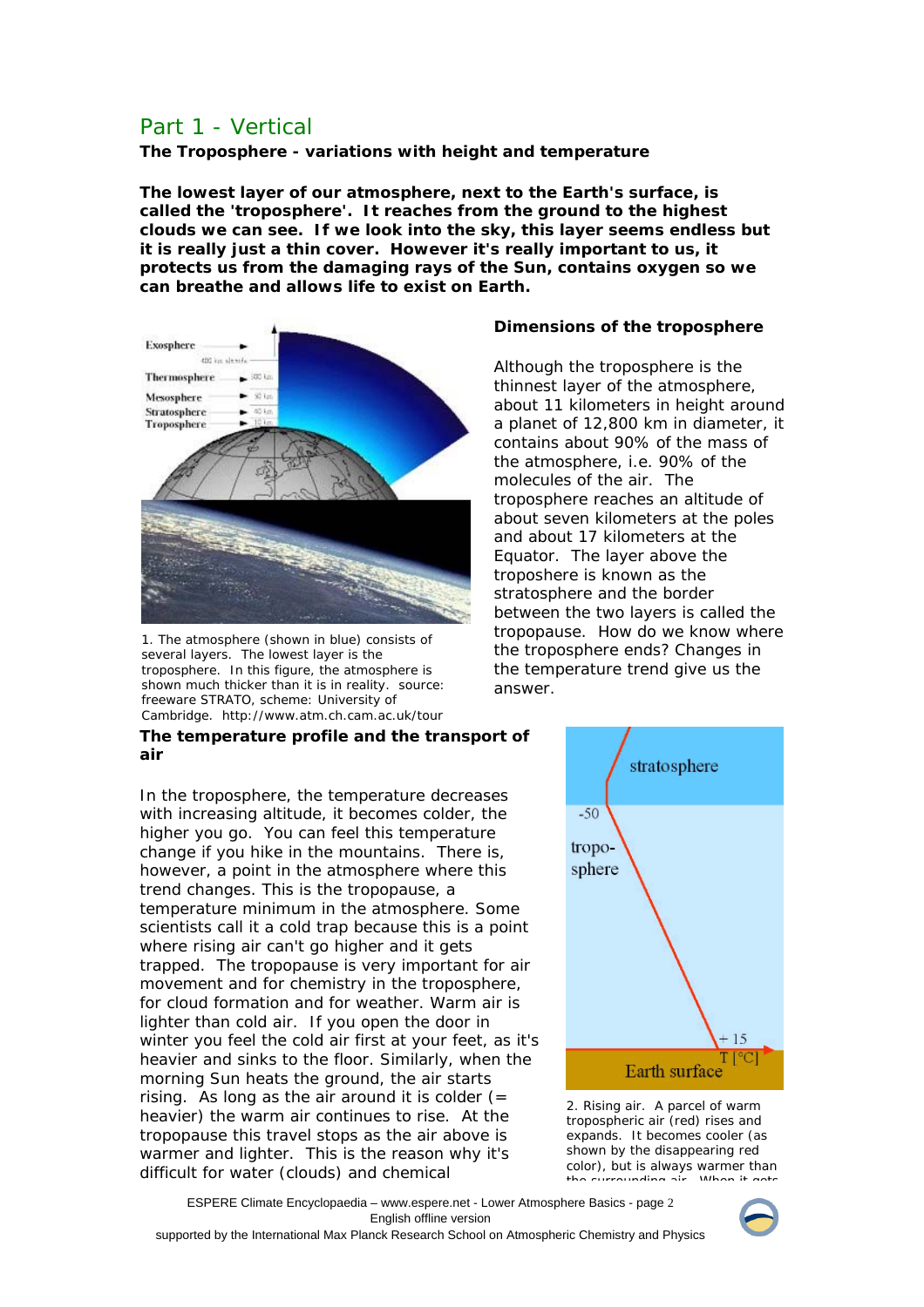## Part 1 - Vertical

**The Troposphere - variations with height and temperature**

**The lowest layer of our atmosphere, next to the Earth's surface, is called the 'troposphere'. It reaches from the ground to the highest clouds we can see. If we look into the sky, this layer seems endless but it is really just a thin cover. However it's really important to us, it protects us from the damaging rays of the Sun, contains oxygen so we can breathe and allows life to exist on Earth.**

1. The atmosphere (shown in blue) consists of several layers. The lowest layer is the troposphere. In this figure, the atmosphere is shown much thicker than it is in reality. source: freeware STRATO, scheme: University of Cambridge. http://www.atm.ch.cam.ac.uk/tour

**Dimensions of the troposphere**

Although the troposphere is the thinnest layer of the atmosphere, about 11 kilometers in height around a planet of 12,800 km in diameter, it contains about 90% of the mass of the atmosphere, i.e. 90% of the molecules of the air. The troposphere reaches an altitude of about seven kilometers at the poles and about 17 kilometers at the Equator. The layer above the troposhere is known as the stratosphere and the border between the two layers is called the tropopause. How do we know where the troposphere ends? Changes in the temperature trend give us the answer.

**The temperature profile and the transport of air**

In the troposphere, the temperature decreases with increasing altitude, it becomes colder, the higher you go. You can feel this temperature change if you hike in the mountains. There is, however, a point in the atmosphere where this trend changes. This is the tropopause, a temperature minimum in the atmosphere. Some scientists call it a cold trap because this is a point where rising air can't go higher and it gets trapped. The tropopause is very important for air movement and for chemistry in the troposphere, for cloud formation and for weather. Warm air is lighter than cold air. If you open the door in winter you feel the cold air first at your feet, as it's heavier and sinks to the floor. Similarly, when the morning Sun heats the ground, the air starts rising. As long as the air around it is colder (= heavier) the warm air continues to rise. At the tropopause this travel stops as the air above is warmer and lighter. This is the reason why it's difficult for water (clouds) and chemical

2. Rising air. A parcel of warm tropospheric air (red) rises and expands. It becomes cooler (as shown by the disappearing red color), but is always warmer than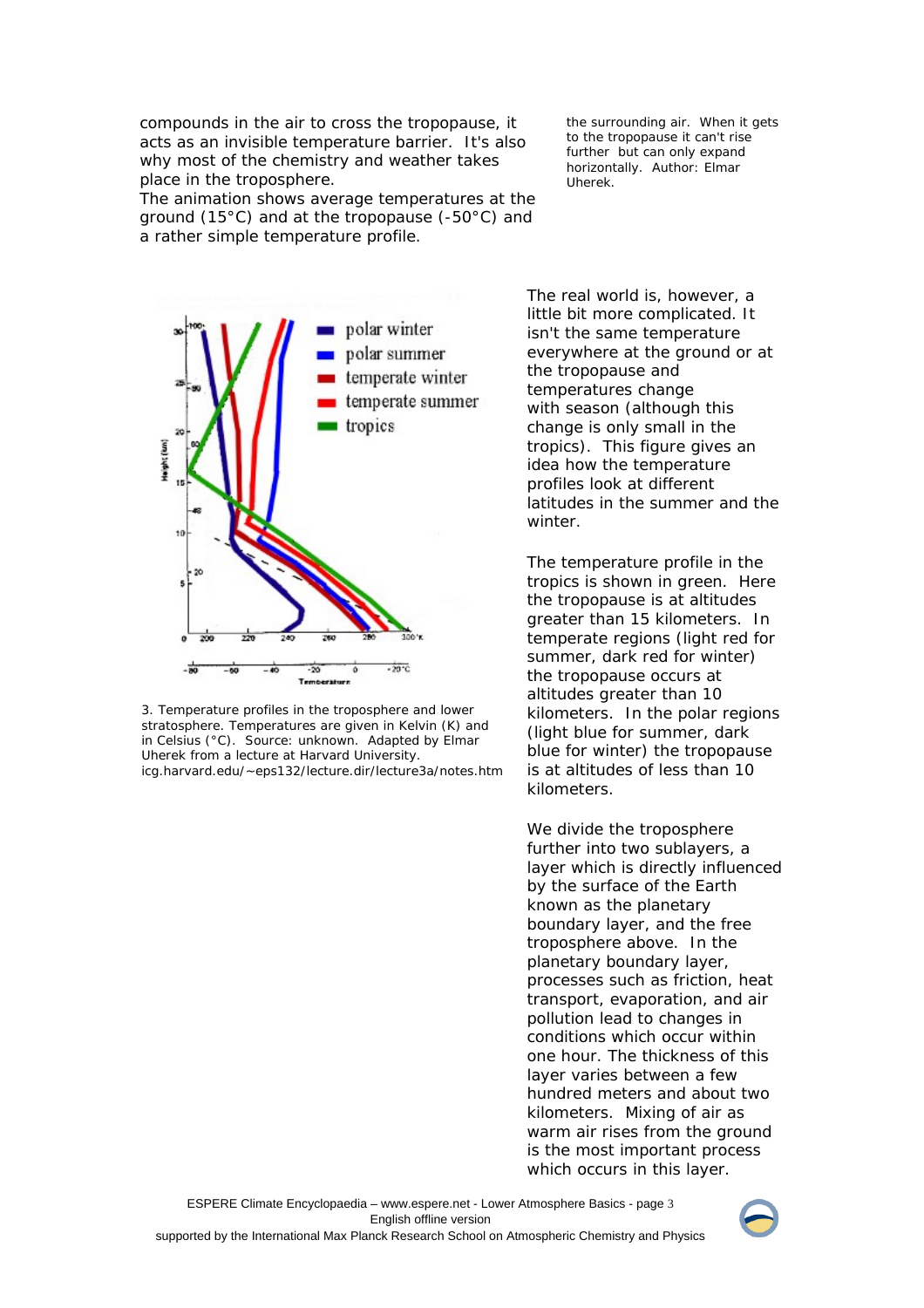compounds in the air to cross the tropopause, it acts as an invisible temperature barrier. It's also why most of the chemistry and weather takes place in the troposphere.
The animation shows average temperatures at the ground (15°C) and at the tropopause (-50°C) and a rather simple temperature profile.

the surrounding air. When it gets to the tropopause it can't rise further but can only expand horizontally. Author: Elmar Uherek.

3. Temperature profiles in the troposphere and lower stratosphere. Temperatures are given in Kelvin (K) and in Celsius (°C). Source: unknown. Adapted by Elmar Uherek from a lecture at Harvard University. icg.harvard.edu/~eps132/lecture.dir/lecture3a/notes.htm

The real world is, however, a little bit more complicated. It isn't the same temperature everywhere at the ground or at the tropopause and temperatures change with season (although this change is only small in the tropics). This figure gives an idea how the temperature profiles look at different latitudes in the summer and the winter.

The temperature profile in the tropics is shown in green. Here the tropopause is at altitudes greater than 15 kilometers. In temperate regions (light red for summer, dark red for winter) the tropopause occurs at altitudes greater than 10 kilometers. In the polar regions (light blue for summer, dark blue for winter) the tropopause is at altitudes of less than 10 kilometers.

We divide the troposphere further into two sublayers, a layer which is directly influenced by the surface of the Earth known as the planetary boundary layer, and the free troposphere above. In the planetary boundary layer, processes such as friction, heat transport, evaporation, and air pollution lead to changes in conditions which occur within one hour. The thickness of this layer varies between a few hundred meters and about two kilometers. Mixing of air as warm air rises from the ground is the most important process which occurs in this layer.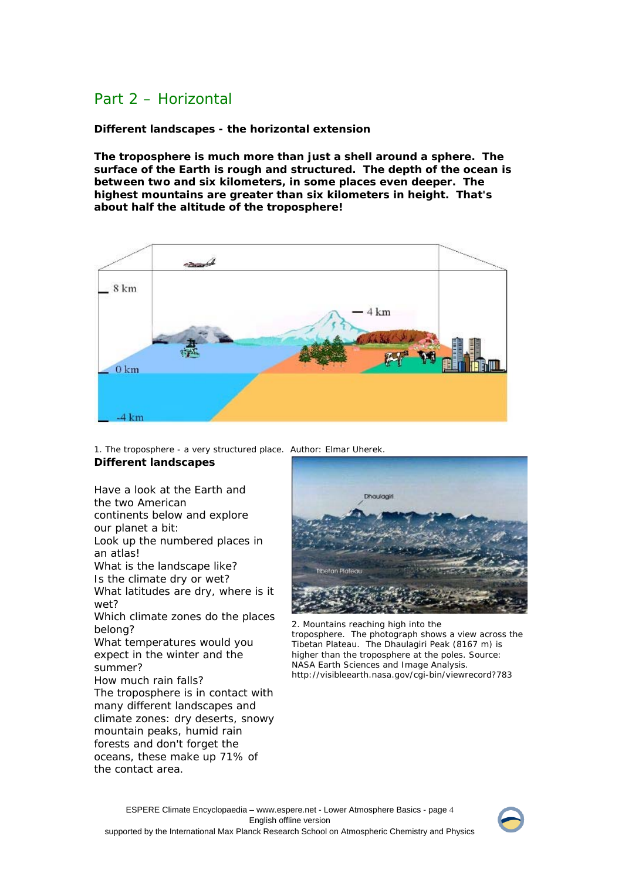## Part 2 – Horizontal

**Different landscapes - the horizontal extension**

**The troposphere is much more than just a shell around a sphere. The surface of the Earth is rough and structured. The depth of the ocean is between two and six kilometers, in some places even deeper. The highest mountains are greater than six kilometers in height. That's about half the altitude of the troposphere!**

1. The troposphere - a very structured place. Author: Elmar Uherek.

**Different landscapes**

Have a look at the Earth and the two American continents below and explore our planet a bit:
Look up the numbered places in an atlas!
What is the landscape like?
Is the climate dry or wet?
What latitudes are dry, where is it wet?
Which climate zones do the places belong?
What temperatures would you expect in the winter and the summer?
How much rain falls?
The troposphere is in contact with many different landscapes and climate zones: dry deserts, snowy mountain peaks, humid rain forests and don't forget the oceans, these make up 71% of the contact area.

2. Mountains reaching high into the troposphere. The photograph shows a view across the Tibetan Plateau. The Dhaulagiri Peak (8167 m) is higher than the troposphere at the poles. Source: NASA Earth Sciences and Image Analysis. http://visibleearth.nasa.gov/cgi-bin/viewrecord?783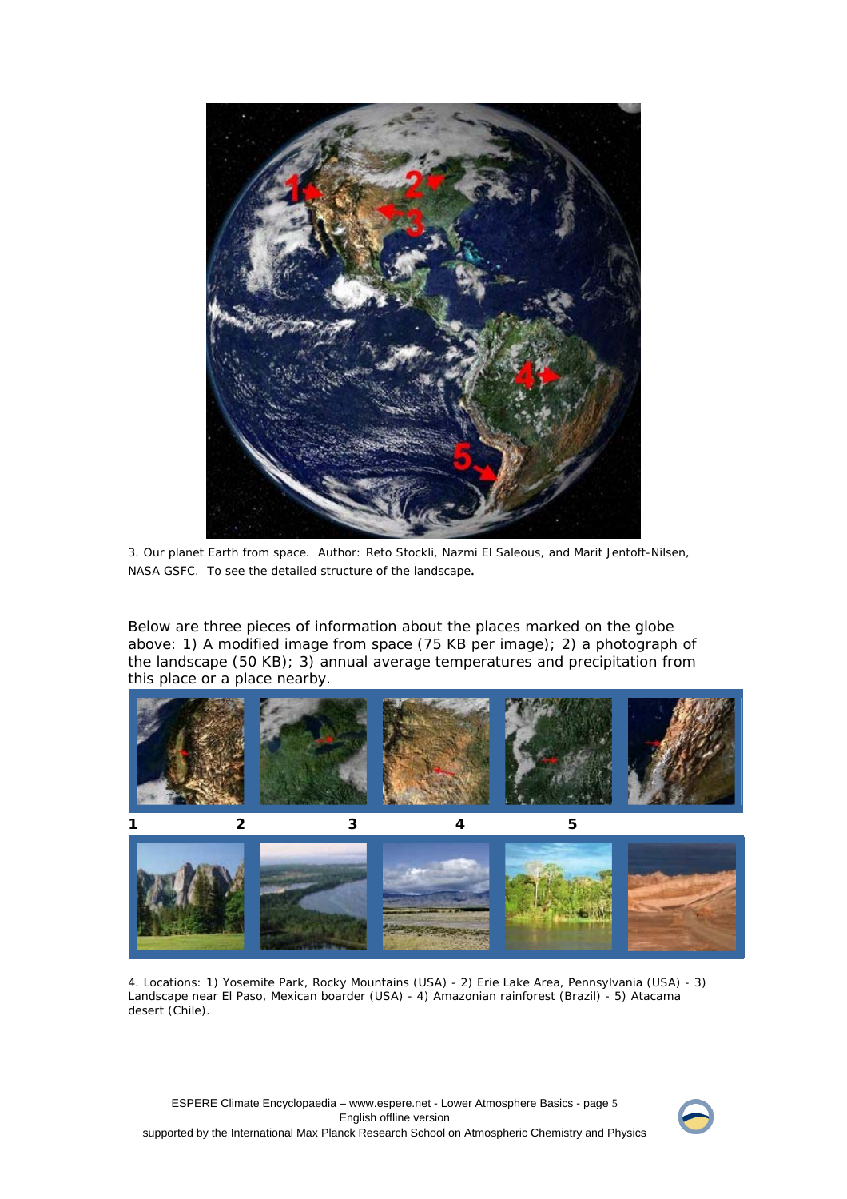3. Our planet Earth from space. Author: Reto Stockli, Nazmi El Saleous, and Marit Jentoft-Nilsen, NASA GSFC. To see the detailed structure of the landscape**.**

Below are three pieces of information about the places marked on the globe above: 1) A modified image from space (75 KB per image); 2) a photograph of the landscape (50 KB); 3) annual average temperatures and precipitation from this place or a place nearby.

**1** **2** **3** **4** **5**

4. Locations: 1) Yosemite Park, Rocky Mountains (USA) - 2) Erie Lake Area, Pennsylvania (USA) - 3) Landscape near El Paso, Mexican boarder (USA) - 4) Amazonian rainforest (Brazil) - 5) Atacama desert (Chile).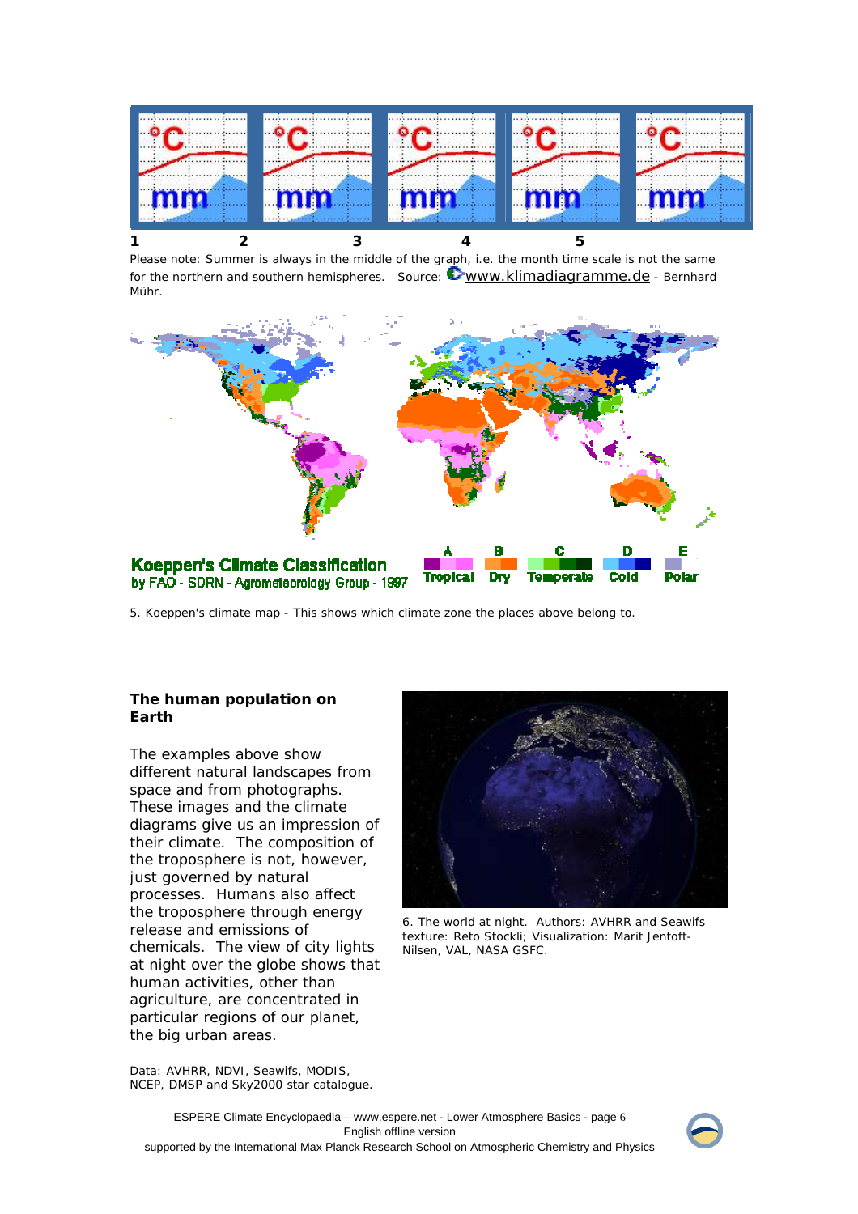1 2 3 4 5

Please note: Summer is always in the middle of the graph, i.e. the month time scale is not the same for the northern and southern hemispheres. Source: www.klimadiagramme.de - Bernhard Mühr.

Koeppen's Climate Classification
by FAO - SDRN - Agrometeorology Group - 1997

A Tropical, B Dry, C Temperate, D Cold, E Polar

5. Koeppen's climate map - This shows which climate zone the places above belong to.

**The human population on Earth**

The examples above show different natural landscapes from space and from photographs. These images and the climate diagrams give us an impression of their climate. The composition of the troposphere is not, however, just governed by natural processes. Humans also affect the troposphere through energy release and emissions of chemicals. The view of city lights at night over the globe shows that human activities, other than agriculture, are concentrated in particular regions of our planet, the big urban areas.

6. The world at night. Authors: AVHRR and Seawifs texture: Reto Stockli; Visualization: Marit Jentoft-Nilsen, VAL, NASA GSFC.

Data: AVHRR, NDVI, Seawifs, MODIS, NCEP, DMSP and Sky2000 star catalogue.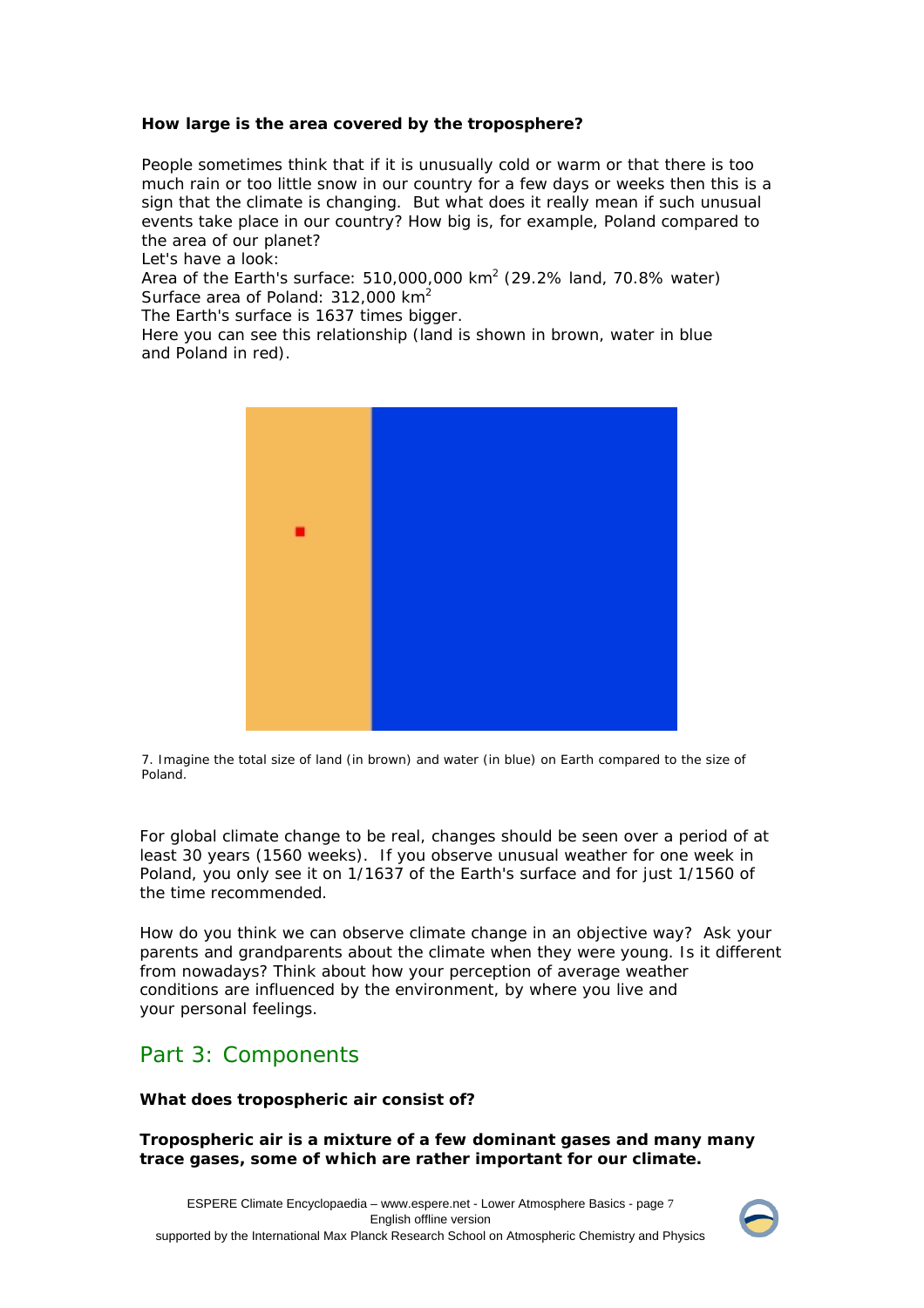**How large is the area covered by the troposphere?**

People sometimes think that if it is unusually cold or warm or that there is too much rain or too little snow in our country for a few days or weeks then this is a sign that the climate is changing. But what does it really mean if such unusual events take place in our country? How big is, for example, Poland compared to the area of our planet?

Let's have a look:

Area of the Earth's surface: 510,000,000 $km^2$ (29.2% land, 70.8% water)

Surface area of Poland: 312,000 $km^2$

The Earth's surface is 1637 times bigger.

Here you can see this relationship (land is shown in brown, water in blue and Poland in red).

7. Imagine the total size of land (in brown) and water (in blue) on Earth compared to the size of Poland.

For global climate change to be real, changes should be seen over a period of at least 30 years (1560 weeks). If you observe unusual weather for one week in Poland, you only see it on 1/1637 of the Earth's surface and for just 1/1560 of the time recommended.

How do you think we can observe climate change in an objective way? Ask your parents and grandparents about the climate when they were young. Is it different from nowadays? Think about how your perception of average weather conditions are influenced by the environment, by where you live and your personal feelings.

## Part 3: Components

**What does tropospheric air consist of?**

**Tropospheric air is a mixture of a few dominant gases and many many trace gases, some of which are rather important for our climate.**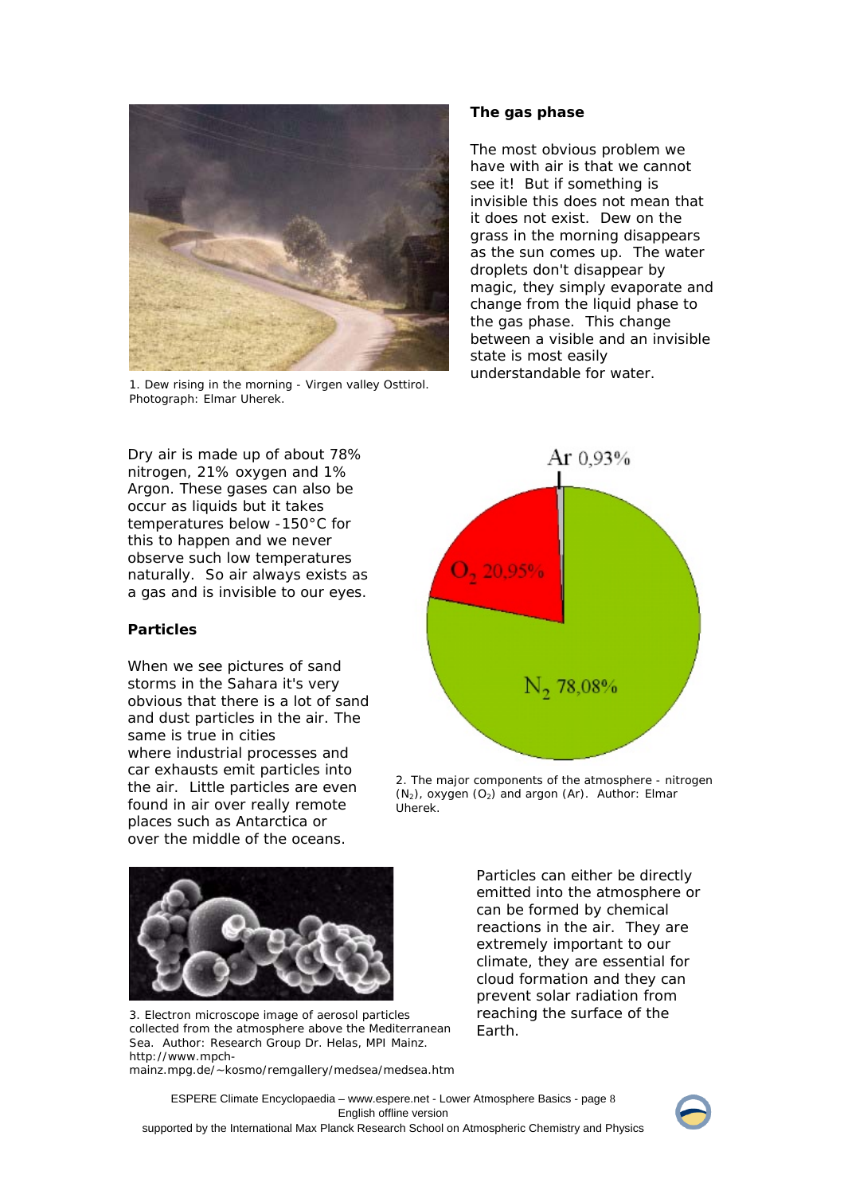1. Dew rising in the morning - Virgen valley Osttirol. Photograph: Elmar Uherek.

**The gas phase**

The most obvious problem we have with air is that we cannot see it! But if something is invisible this does not mean that it does not exist. Dew on the grass in the morning disappears as the sun comes up. The water droplets don't disappear by magic, they simply evaporate and change from the liquid phase to the gas phase. This change between a visible and an invisible state is most easily understandable for water.

Dry air is made up of about 78% nitrogen, 21% oxygen and 1% Argon. These gases can also be occur as liquids but it takes temperatures below -150°C for this to happen and we never observe such low temperatures naturally. So air always exists as a gas and is invisible to our eyes.

2. The major components of the atmosphere - nitrogen ($N_2$), oxygen ($O_2$) and argon (Ar). Author: Elmar Uherek.

**Particles**

When we see pictures of sand storms in the Sahara it's very obvious that there is a lot of sand and dust particles in the air. The same is true in cities where industrial processes and car exhausts emit particles into the air. Little particles are even found in air over really remote places such as Antarctica or over the middle of the oceans.

3. Electron microscope image of aerosol particles collected from the atmosphere above the Mediterranean Sea. Author: Research Group Dr. Helas, MPI Mainz. http://www.mpch-mainz.mpg.de/~kosmo/remgallery/medsea/medsea.htm

Particles can either be directly emitted into the atmosphere or can be formed by chemical reactions in the air. They are extremely important to our climate, they are essential for cloud formation and they can prevent solar radiation from reaching the surface of the Earth.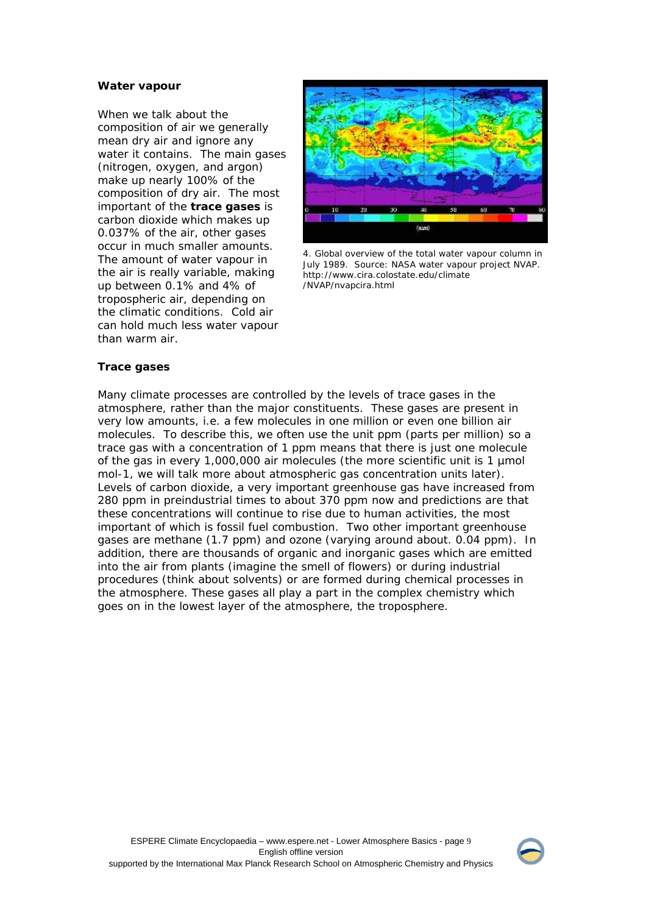**Water vapour**

When we talk about the composition of air we generally mean dry air and ignore any water it contains. The main gases (nitrogen, oxygen, and argon) make up nearly 100% of the composition of dry air. The most important of the **trace gases** is carbon dioxide which makes up 0.037% of the air, other gases occur in much smaller amounts. The amount of water vapour in the air is really variable, making up between 0.1% and 4% of tropospheric air, depending on the climatic conditions. Cold air can hold much less water vapour than warm air.

0 10 20 30 40 50 60 70 80
(mm)

4. Global overview of the total water vapour column in July 1989. Source: NASA water vapour project NVAP. http://www.cira.colostate.edu/climate/NVAP/nvapcira.html

**Trace gases**

Many climate processes are controlled by the levels of trace gases in the atmosphere, rather than the major constituents. These gases are present in very low amounts, i.e. a few molecules in one million or even one billion air molecules. To describe this, we often use the unit ppm (parts per million) so a trace gas with a concentration of 1 ppm means that there is just one molecule of the gas in every 1,000,000 air molecules (the more scientific unit is 1 µmol $mol^{-1}$, we will talk more about atmospheric gas concentration units later). Levels of carbon dioxide, a very important greenhouse gas have increased from 280 ppm in preindustrial times to about 370 ppm now and predictions are that these concentrations will continue to rise due to human activities, the most important of which is fossil fuel combustion. Two other important greenhouse gases are methane (1.7 ppm) and ozone (varying around about. 0.04 ppm). In addition, there are thousands of organic and inorganic gases which are emitted into the air from plants (imagine the smell of flowers) or during industrial procedures (think about solvents) or are formed during chemical processes in the atmosphere. These gases all play a part in the complex chemistry which goes on in the lowest layer of the atmosphere, the troposphere.